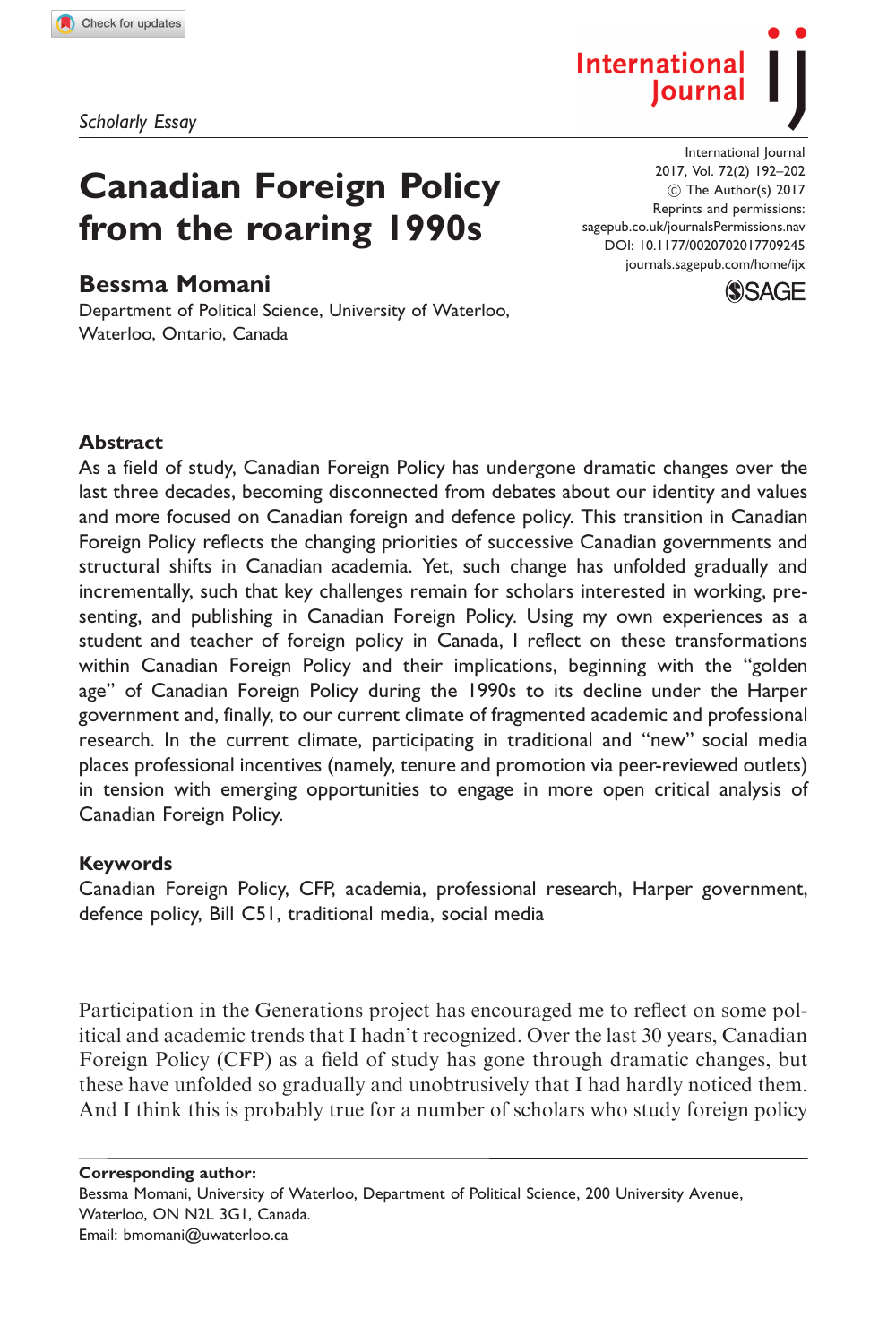*Scholarly Essay*

# Canadian Foreign Policy from the roaring 1990s

**Bessma Momani**

Department of Political Science, University of Waterloo, Waterloo, Ontario, Canada

## Abstract

As a field of study, Canadian Foreign Policy has undergone dramatic changes over the last three decades, becoming disconnected from debates about our identity and values and more focused on Canadian foreign and defence policy. This transition in Canadian Foreign Policy reflects the changing priorities of successive Canadian governments and structural shifts in Canadian academia. Yet, such change has unfolded gradually and incrementally, such that key challenges remain for scholars interested in working, presenting, and publishing in Canadian Foreign Policy. Using my own experiences as a student and teacher of foreign policy in Canada, I reflect on these transformations within Canadian Foreign Policy and their implications, beginning with the "golden age" of Canadian Foreign Policy during the 1990s to its decline under the Harper government and, finally, to our current climate of fragmented academic and professional research. In the current climate, participating in traditional and "new" social media places professional incentives (namely, tenure and promotion via peer-reviewed outlets) in tension with emerging opportunities to engage in more open critical analysis of Canadian Foreign Policy.

## Keywords

Canadian Foreign Policy, CFP, academia, professional research, Harper government, defence policy, Bill C51, traditional media, social media

Participation in the Generations project has encouraged me to reflect on some political and academic trends that I hadn't recognized. Over the last 30 years, Canadian Foreign Policy (CFP) as a field of study has gone through dramatic changes, but these have unfolded so gradually and unobtrusively that I had hardly noticed them. And I think this is probably true for a number of scholars who study foreign policy

**Corresponding author:**
Bessma Momani, University of Waterloo, Department of Political Science, 200 University Avenue, Waterloo, ON N2L 3G1, Canada.
Email: bmomani@uwaterloo.ca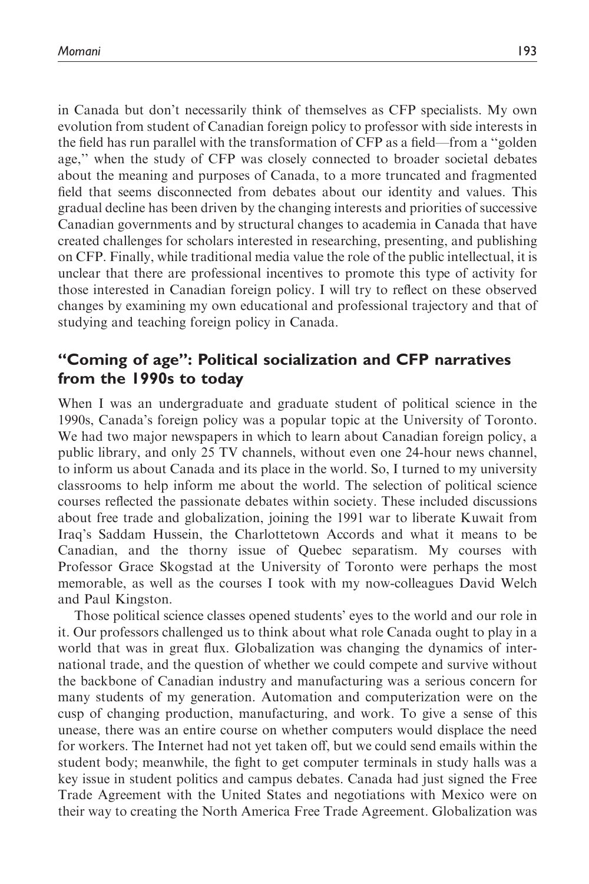in Canada but don't necessarily think of themselves as CFP specialists. My own evolution from student of Canadian foreign policy to professor with side interests in the field has run parallel with the transformation of CFP as a field—from a "golden age," when the study of CFP was closely connected to broader societal debates about the meaning and purposes of Canada, to a more truncated and fragmented field that seems disconnected from debates about our identity and values. This gradual decline has been driven by the changing interests and priorities of successive Canadian governments and by structural changes to academia in Canada that have created challenges for scholars interested in researching, presenting, and publishing on CFP. Finally, while traditional media value the role of the public intellectual, it is unclear that there are professional incentives to promote this type of activity for those interested in Canadian foreign policy. I will try to reflect on these observed changes by examining my own educational and professional trajectory and that of studying and teaching foreign policy in Canada.

## "Coming of age": Political socialization and CFP narratives from the 1990s to today

When I was an undergraduate and graduate student of political science in the 1990s, Canada's foreign policy was a popular topic at the University of Toronto. We had two major newspapers in which to learn about Canadian foreign policy, a public library, and only 25 TV channels, without even one 24-hour news channel, to inform us about Canada and its place in the world. So, I turned to my university classrooms to help inform me about the world. The selection of political science courses reflected the passionate debates within society. These included discussions about free trade and globalization, joining the 1991 war to liberate Kuwait from Iraq's Saddam Hussein, the Charlottetown Accords and what it means to be Canadian, and the thorny issue of Quebec separatism. My courses with Professor Grace Skogstad at the University of Toronto were perhaps the most memorable, as well as the courses I took with my now-colleagues David Welch and Paul Kingston.

Those political science classes opened students' eyes to the world and our role in it. Our professors challenged us to think about what role Canada ought to play in a world that was in great flux. Globalization was changing the dynamics of international trade, and the question of whether we could compete and survive without the backbone of Canadian industry and manufacturing was a serious concern for many students of my generation. Automation and computerization were on the cusp of changing production, manufacturing, and work. To give a sense of this unease, there was an entire course on whether computers would displace the need for workers. The Internet had not yet taken off, but we could send emails within the student body; meanwhile, the fight to get computer terminals in study halls was a key issue in student politics and campus debates. Canada had just signed the Free Trade Agreement with the United States and negotiations with Mexico were on their way to creating the North America Free Trade Agreement. Globalization was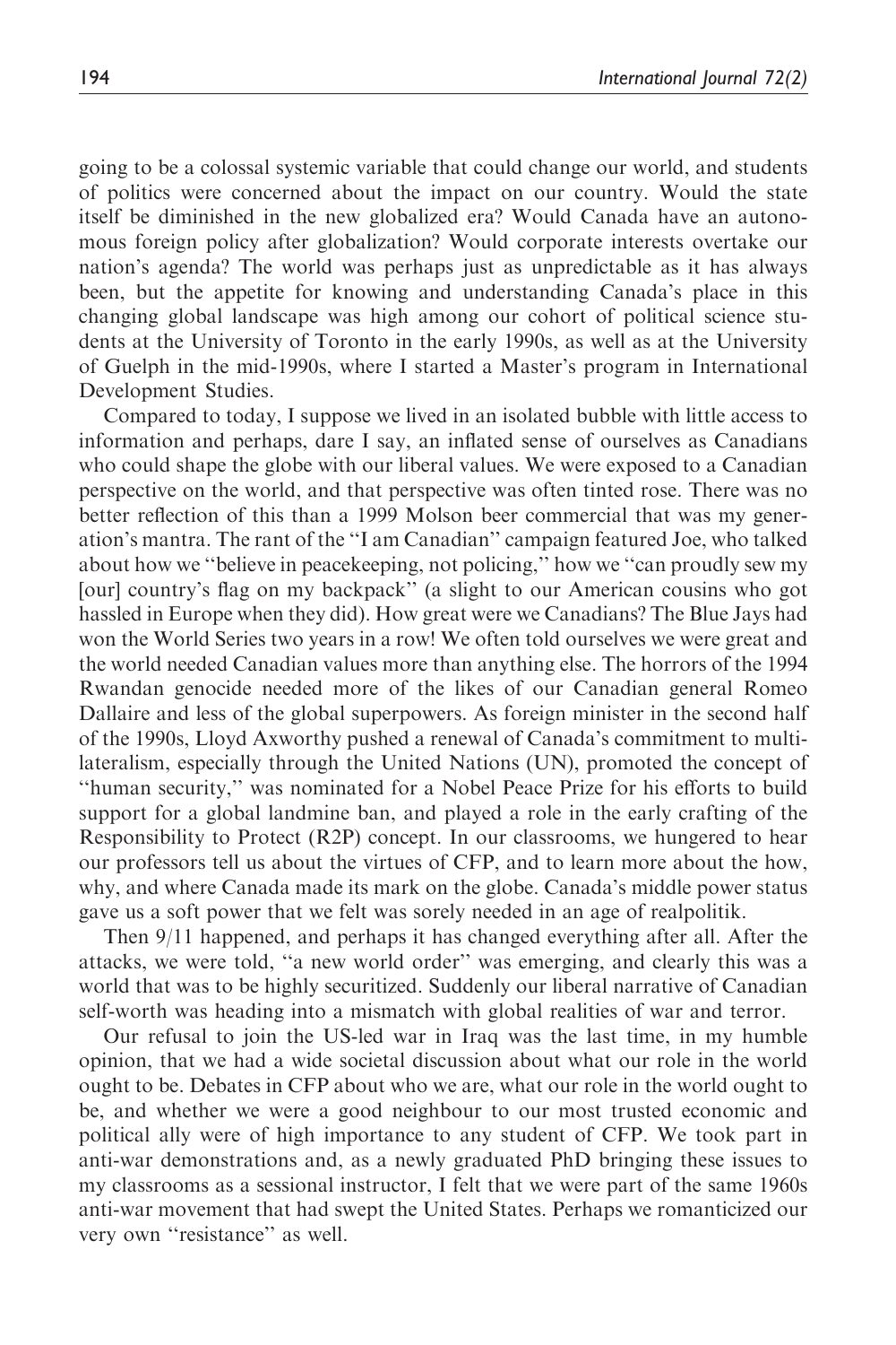going to be a colossal systemic variable that could change our world, and students of politics were concerned about the impact on our country. Would the state itself be diminished in the new globalized era? Would Canada have an autonomous foreign policy after globalization? Would corporate interests overtake our nation's agenda? The world was perhaps just as unpredictable as it has always been, but the appetite for knowing and understanding Canada's place in this changing global landscape was high among our cohort of political science students at the University of Toronto in the early 1990s, as well as at the University of Guelph in the mid-1990s, where I started a Master's program in International Development Studies.

Compared to today, I suppose we lived in an isolated bubble with little access to information and perhaps, dare I say, an inflated sense of ourselves as Canadians who could shape the globe with our liberal values. We were exposed to a Canadian perspective on the world, and that perspective was often tinted rose. There was no better reflection of this than a 1999 Molson beer commercial that was my generation's mantra. The rant of the "I am Canadian" campaign featured Joe, who talked about how we "believe in peacekeeping, not policing," how we "can proudly sew my [our] country's flag on my backpack" (a slight to our American cousins who got hassled in Europe when they did). How great were we Canadians? The Blue Jays had won the World Series two years in a row! We often told ourselves we were great and the world needed Canadian values more than anything else. The horrors of the 1994 Rwandan genocide needed more of the likes of our Canadian general Romeo Dallaire and less of the global superpowers. As foreign minister in the second half of the 1990s, Lloyd Axworthy pushed a renewal of Canada's commitment to multilateralism, especially through the United Nations (UN), promoted the concept of "human security," was nominated for a Nobel Peace Prize for his efforts to build support for a global landmine ban, and played a role in the early crafting of the Responsibility to Protect (R2P) concept. In our classrooms, we hungered to hear our professors tell us about the virtues of CFP, and to learn more about the how, why, and where Canada made its mark on the globe. Canada's middle power status gave us a soft power that we felt was sorely needed in an age of realpolitik.

Then 9/11 happened, and perhaps it has changed everything after all. After the attacks, we were told, "a new world order" was emerging, and clearly this was a world that was to be highly securitized. Suddenly our liberal narrative of Canadian self-worth was heading into a mismatch with global realities of war and terror.

Our refusal to join the US-led war in Iraq was the last time, in my humble opinion, that we had a wide societal discussion about what our role in the world ought to be. Debates in CFP about who we are, what our role in the world ought to be, and whether we were a good neighbour to our most trusted economic and political ally were of high importance to any student of CFP. We took part in anti-war demonstrations and, as a newly graduated PhD bringing these issues to my classrooms as a sessional instructor, I felt that we were part of the same 1960s anti-war movement that had swept the United States. Perhaps we romanticized our very own "resistance" as well.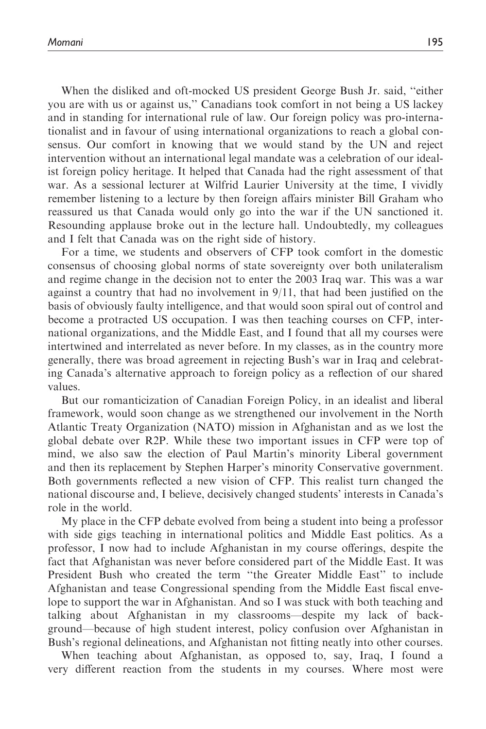When the disliked and oft-mocked US president George Bush Jr. said, "either you are with us or against us," Canadians took comfort in not being a US lackey and in standing for international rule of law. Our foreign policy was pro-internationalist and in favour of using international organizations to reach a global consensus. Our comfort in knowing that we would stand by the UN and reject intervention without an international legal mandate was a celebration of our idealist foreign policy heritage. It helped that Canada had the right assessment of that war. As a sessional lecturer at Wilfrid Laurier University at the time, I vividly remember listening to a lecture by then foreign affairs minister Bill Graham who reassured us that Canada would only go into the war if the UN sanctioned it. Resounding applause broke out in the lecture hall. Undoubtedly, my colleagues and I felt that Canada was on the right side of history.

For a time, we students and observers of CFP took comfort in the domestic consensus of choosing global norms of state sovereignty over both unilateralism and regime change in the decision not to enter the 2003 Iraq war. This was a war against a country that had no involvement in 9/11, that had been justified on the basis of obviously faulty intelligence, and that would soon spiral out of control and become a protracted US occupation. I was then teaching courses on CFP, international organizations, and the Middle East, and I found that all my courses were intertwined and interrelated as never before. In my classes, as in the country more generally, there was broad agreement in rejecting Bush's war in Iraq and celebrating Canada's alternative approach to foreign policy as a reflection of our shared values.

But our romanticization of Canadian Foreign Policy, in an idealist and liberal framework, would soon change as we strengthened our involvement in the North Atlantic Treaty Organization (NATO) mission in Afghanistan and as we lost the global debate over R2P. While these two important issues in CFP were top of mind, we also saw the election of Paul Martin's minority Liberal government and then its replacement by Stephen Harper's minority Conservative government. Both governments reflected a new vision of CFP. This realist turn changed the national discourse and, I believe, decisively changed students' interests in Canada's role in the world.

My place in the CFP debate evolved from being a student into being a professor with side gigs teaching in international politics and Middle East politics. As a professor, I now had to include Afghanistan in my course offerings, despite the fact that Afghanistan was never before considered part of the Middle East. It was President Bush who created the term "the Greater Middle East" to include Afghanistan and tease Congressional spending from the Middle East fiscal envelope to support the war in Afghanistan. And so I was stuck with both teaching and talking about Afghanistan in my classrooms—despite my lack of background—because of high student interest, policy confusion over Afghanistan in Bush's regional delineations, and Afghanistan not fitting neatly into other courses.

When teaching about Afghanistan, as opposed to, say, Iraq, I found a very different reaction from the students in my courses. Where most were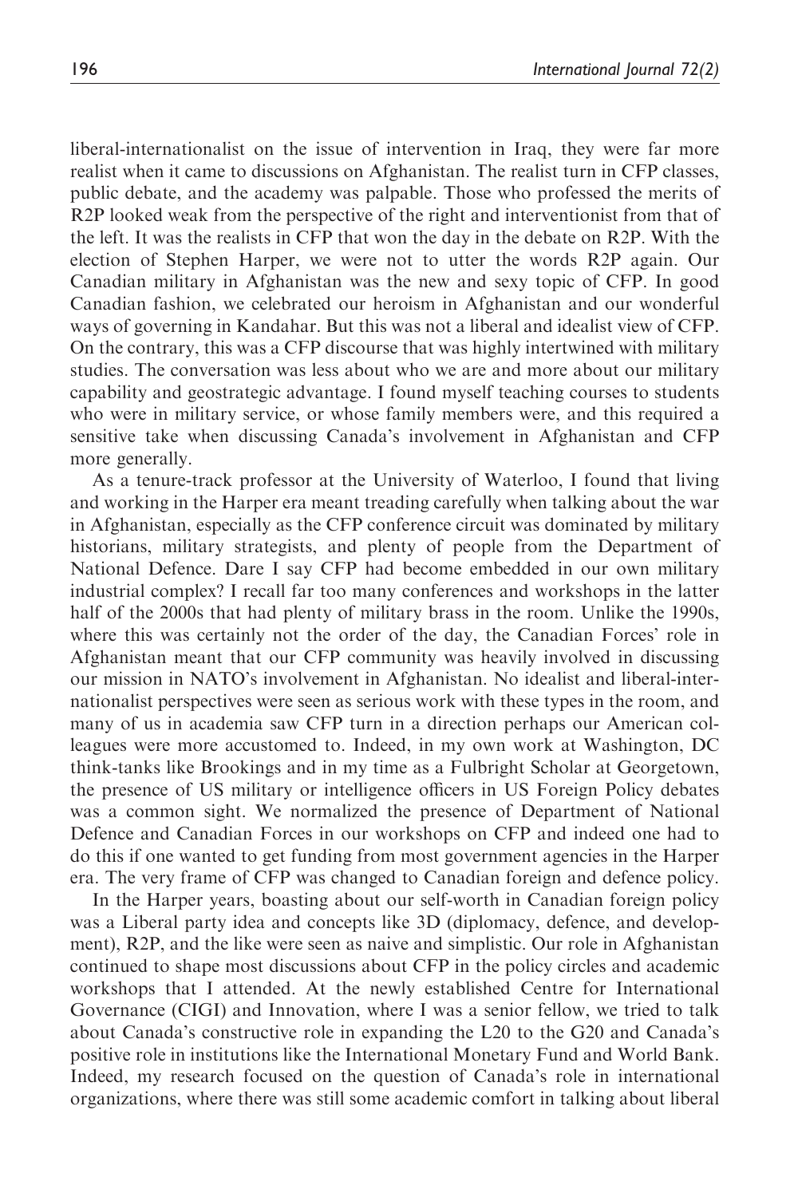liberal-internationalist on the issue of intervention in Iraq, they were far more realist when it came to discussions on Afghanistan. The realist turn in CFP classes, public debate, and the academy was palpable. Those who professed the merits of R2P looked weak from the perspective of the right and interventionist from that of the left. It was the realists in CFP that won the day in the debate on R2P. With the election of Stephen Harper, we were not to utter the words R2P again. Our Canadian military in Afghanistan was the new and sexy topic of CFP. In good Canadian fashion, we celebrated our heroism in Afghanistan and our wonderful ways of governing in Kandahar. But this was not a liberal and idealist view of CFP. On the contrary, this was a CFP discourse that was highly intertwined with military studies. The conversation was less about who we are and more about our military capability and geostrategic advantage. I found myself teaching courses to students who were in military service, or whose family members were, and this required a sensitive take when discussing Canada's involvement in Afghanistan and CFP more generally.

As a tenure-track professor at the University of Waterloo, I found that living and working in the Harper era meant treading carefully when talking about the war in Afghanistan, especially as the CFP conference circuit was dominated by military historians, military strategists, and plenty of people from the Department of National Defence. Dare I say CFP had become embedded in our own military industrial complex? I recall far too many conferences and workshops in the latter half of the 2000s that had plenty of military brass in the room. Unlike the 1990s, where this was certainly not the order of the day, the Canadian Forces' role in Afghanistan meant that our CFP community was heavily involved in discussing our mission in NATO's involvement in Afghanistan. No idealist and liberal-internationalist perspectives were seen as serious work with these types in the room, and many of us in academia saw CFP turn in a direction perhaps our American colleagues were more accustomed to. Indeed, in my own work at Washington, DC think-tanks like Brookings and in my time as a Fulbright Scholar at Georgetown, the presence of US military or intelligence officers in US Foreign Policy debates was a common sight. We normalized the presence of Department of National Defence and Canadian Forces in our workshops on CFP and indeed one had to do this if one wanted to get funding from most government agencies in the Harper era. The very frame of CFP was changed to Canadian foreign and defence policy.

In the Harper years, boasting about our self-worth in Canadian foreign policy was a Liberal party idea and concepts like 3D (diplomacy, defence, and development), R2P, and the like were seen as naive and simplistic. Our role in Afghanistan continued to shape most discussions about CFP in the policy circles and academic workshops that I attended. At the newly established Centre for International Governance (CIGI) and Innovation, where I was a senior fellow, we tried to talk about Canada's constructive role in expanding the L20 to the G20 and Canada's positive role in institutions like the International Monetary Fund and World Bank. Indeed, my research focused on the question of Canada's role in international organizations, where there was still some academic comfort in talking about liberal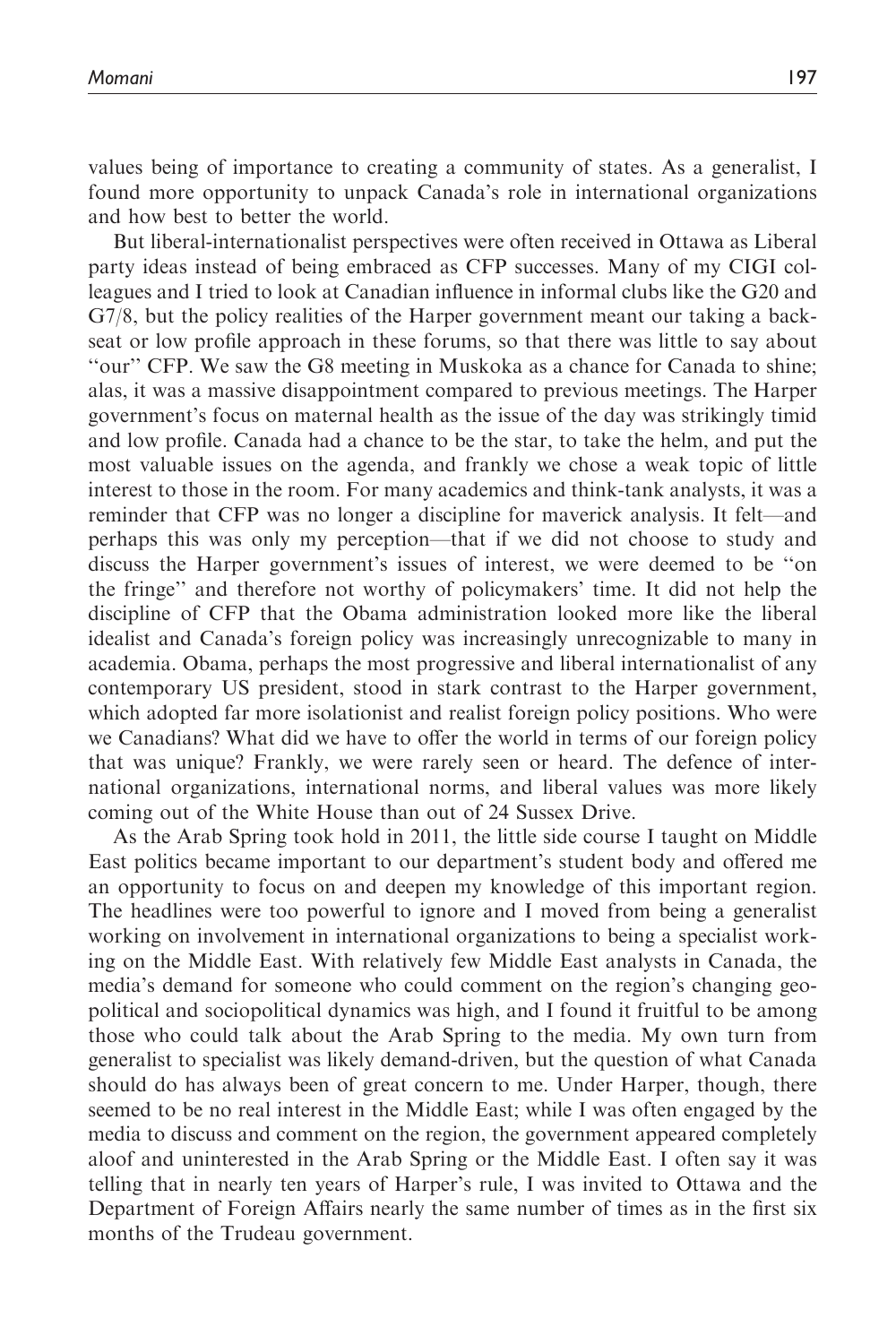values being of importance to creating a community of states. As a generalist, I found more opportunity to unpack Canada's role in international organizations and how best to better the world.

But liberal-internationalist perspectives were often received in Ottawa as Liberal party ideas instead of being embraced as CFP successes. Many of my CIGI colleagues and I tried to look at Canadian influence in informal clubs like the G20 and G7/8, but the policy realities of the Harper government meant our taking a backseat or low profile approach in these forums, so that there was little to say about "our" CFP. We saw the G8 meeting in Muskoka as a chance for Canada to shine; alas, it was a massive disappointment compared to previous meetings. The Harper government's focus on maternal health as the issue of the day was strikingly timid and low profile. Canada had a chance to be the star, to take the helm, and put the most valuable issues on the agenda, and frankly we chose a weak topic of little interest to those in the room. For many academics and think-tank analysts, it was a reminder that CFP was no longer a discipline for maverick analysis. It felt—and perhaps this was only my perception—that if we did not choose to study and discuss the Harper government's issues of interest, we were deemed to be "on the fringe" and therefore not worthy of policymakers' time. It did not help the discipline of CFP that the Obama administration looked more like the liberal idealist and Canada's foreign policy was increasingly unrecognizable to many in academia. Obama, perhaps the most progressive and liberal internationalist of any contemporary US president, stood in stark contrast to the Harper government, which adopted far more isolationist and realist foreign policy positions. Who were we Canadians? What did we have to offer the world in terms of our foreign policy that was unique? Frankly, we were rarely seen or heard. The defence of international organizations, international norms, and liberal values was more likely coming out of the White House than out of 24 Sussex Drive.

As the Arab Spring took hold in 2011, the little side course I taught on Middle East politics became important to our department's student body and offered me an opportunity to focus on and deepen my knowledge of this important region. The headlines were too powerful to ignore and I moved from being a generalist working on involvement in international organizations to being a specialist working on the Middle East. With relatively few Middle East analysts in Canada, the media's demand for someone who could comment on the region's changing geopolitical and sociopolitical dynamics was high, and I found it fruitful to be among those who could talk about the Arab Spring to the media. My own turn from generalist to specialist was likely demand-driven, but the question of what Canada should do has always been of great concern to me. Under Harper, though, there seemed to be no real interest in the Middle East; while I was often engaged by the media to discuss and comment on the region, the government appeared completely aloof and uninterested in the Arab Spring or the Middle East. I often say it was telling that in nearly ten years of Harper's rule, I was invited to Ottawa and the Department of Foreign Affairs nearly the same number of times as in the first six months of the Trudeau government.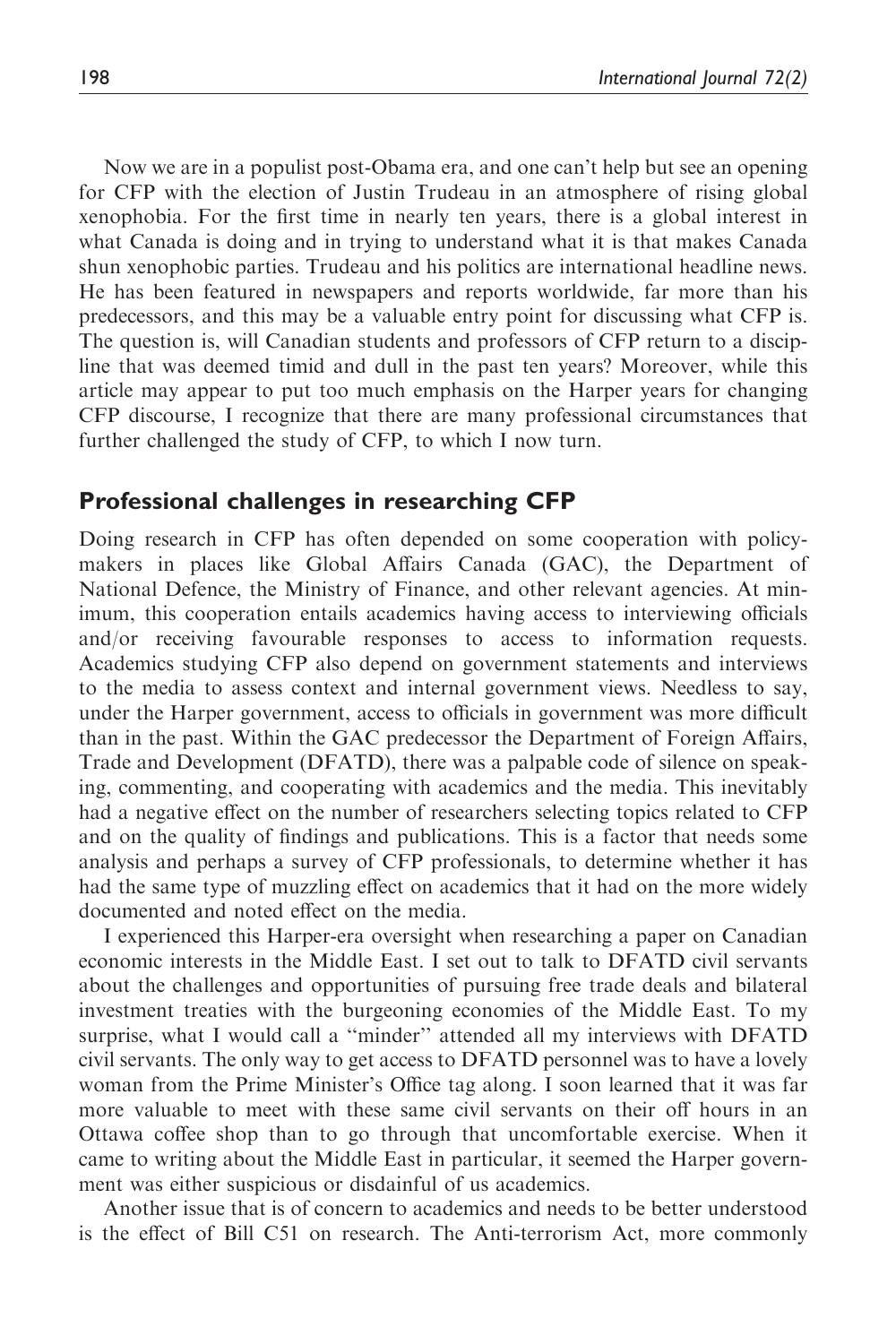Now we are in a populist post-Obama era, and one can't help but see an opening for CFP with the election of Justin Trudeau in an atmosphere of rising global xenophobia. For the first time in nearly ten years, there is a global interest in what Canada is doing and in trying to understand what it is that makes Canada shun xenophobic parties. Trudeau and his politics are international headline news. He has been featured in newspapers and reports worldwide, far more than his predecessors, and this may be a valuable entry point for discussing what CFP is. The question is, will Canadian students and professors of CFP return to a discipline that was deemed timid and dull in the past ten years? Moreover, while this article may appear to put too much emphasis on the Harper years for changing CFP discourse, I recognize that there are many professional circumstances that further challenged the study of CFP, to which I now turn.

## Professional challenges in researching CFP

Doing research in CFP has often depended on some cooperation with policymakers in places like Global Affairs Canada (GAC), the Department of National Defence, the Ministry of Finance, and other relevant agencies. At minimum, this cooperation entails academics having access to interviewing officials and/or receiving favourable responses to access to information requests. Academics studying CFP also depend on government statements and interviews to the media to assess context and internal government views. Needless to say, under the Harper government, access to officials in government was more difficult than in the past. Within the GAC predecessor the Department of Foreign Affairs, Trade and Development (DFATD), there was a palpable code of silence on speaking, commenting, and cooperating with academics and the media. This inevitably had a negative effect on the number of researchers selecting topics related to CFP and on the quality of findings and publications. This is a factor that needs some analysis and perhaps a survey of CFP professionals, to determine whether it has had the same type of muzzling effect on academics that it had on the more widely documented and noted effect on the media.

I experienced this Harper-era oversight when researching a paper on Canadian economic interests in the Middle East. I set out to talk to DFATD civil servants about the challenges and opportunities of pursuing free trade deals and bilateral investment treaties with the burgeoning economies of the Middle East. To my surprise, what I would call a "minder" attended all my interviews with DFATD civil servants. The only way to get access to DFATD personnel was to have a lovely woman from the Prime Minister's Office tag along. I soon learned that it was far more valuable to meet with these same civil servants on their off hours in an Ottawa coffee shop than to go through that uncomfortable exercise. When it came to writing about the Middle East in particular, it seemed the Harper government was either suspicious or disdainful of us academics.

Another issue that is of concern to academics and needs to be better understood is the effect of Bill C51 on research. The Anti-terrorism Act, more commonly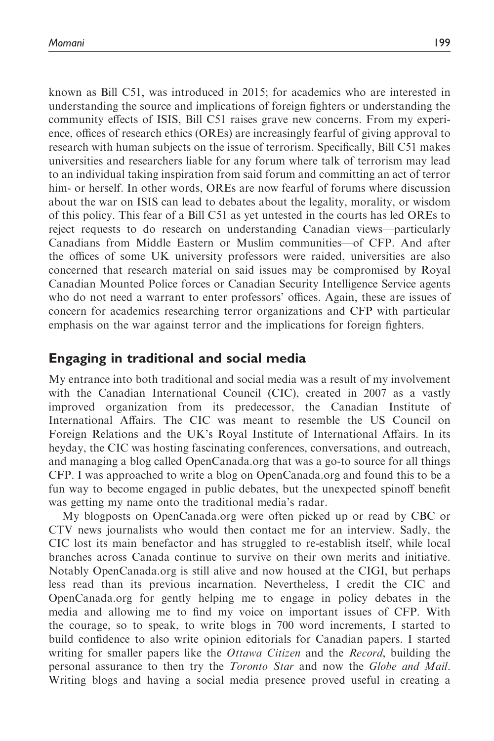known as Bill C51, was introduced in 2015; for academics who are interested in understanding the source and implications of foreign fighters or understanding the community effects of ISIS, Bill C51 raises grave new concerns. From my experience, offices of research ethics (OREs) are increasingly fearful of giving approval to research with human subjects on the issue of terrorism. Specifically, Bill C51 makes universities and researchers liable for any forum where talk of terrorism may lead to an individual taking inspiration from said forum and committing an act of terror him- or herself. In other words, OREs are now fearful of forums where discussion about the war on ISIS can lead to debates about the legality, morality, or wisdom of this policy. This fear of a Bill C51 as yet untested in the courts has led OREs to reject requests to do research on understanding Canadian views—particularly Canadians from Middle Eastern or Muslim communities—of CFP. And after the offices of some UK university professors were raided, universities are also concerned that research material on said issues may be compromised by Royal Canadian Mounted Police forces or Canadian Security Intelligence Service agents who do not need a warrant to enter professors' offices. Again, these are issues of concern for academics researching terror organizations and CFP with particular emphasis on the war against terror and the implications for foreign fighters.

## Engaging in traditional and social media

My entrance into both traditional and social media was a result of my involvement with the Canadian International Council (CIC), created in 2007 as a vastly improved organization from its predecessor, the Canadian Institute of International Affairs. The CIC was meant to resemble the US Council on Foreign Relations and the UK's Royal Institute of International Affairs. In its heyday, the CIC was hosting fascinating conferences, conversations, and outreach, and managing a blog called OpenCanada.org that was a go-to source for all things CFP. I was approached to write a blog on OpenCanada.org and found this to be a fun way to become engaged in public debates, but the unexpected spinoff benefit was getting my name onto the traditional media's radar.

My blogposts on OpenCanada.org were often picked up or read by CBC or CTV news journalists who would then contact me for an interview. Sadly, the CIC lost its main benefactor and has struggled to re-establish itself, while local branches across Canada continue to survive on their own merits and initiative. Notably OpenCanada.org is still alive and now housed at the CIGI, but perhaps less read than its previous incarnation. Nevertheless, I credit the CIC and OpenCanada.org for gently helping me to engage in policy debates in the media and allowing me to find my voice on important issues of CFP. With the courage, so to speak, to write blogs in 700 word increments, I started to build confidence to also write opinion editorials for Canadian papers. I started writing for smaller papers like the *Ottawa Citizen* and the *Record*, building the personal assurance to then try the *Toronto Star* and now the *Globe and Mail*. Writing blogs and having a social media presence proved useful in creating a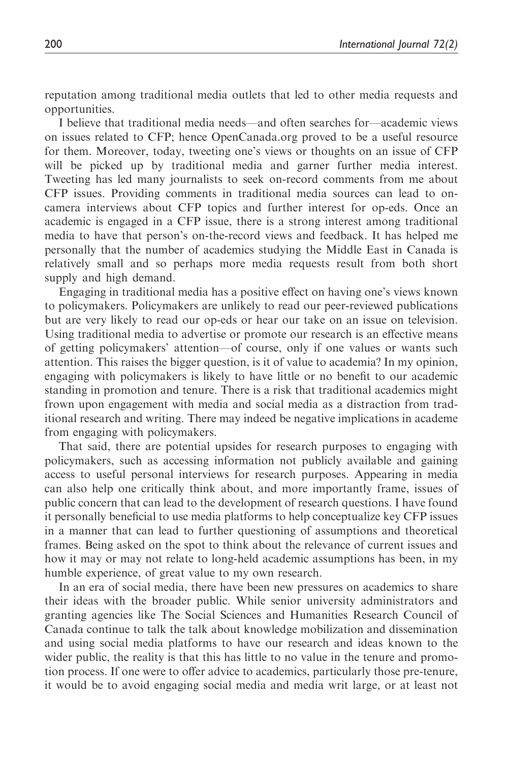reputation among traditional media outlets that led to other media requests and opportunities.

I believe that traditional media needs—and often searches for—academic views on issues related to CFP; hence OpenCanada.org proved to be a useful resource for them. Moreover, today, tweeting one's views or thoughts on an issue of CFP will be picked up by traditional media and garner further media interest. Tweeting has led many journalists to seek on-record comments from me about CFP issues. Providing comments in traditional media sources can lead to on-camera interviews about CFP topics and further interest for op-eds. Once an academic is engaged in a CFP issue, there is a strong interest among traditional media to have that person's on-the-record views and feedback. It has helped me personally that the number of academics studying the Middle East in Canada is relatively small and so perhaps more media requests result from both short supply and high demand.

Engaging in traditional media has a positive effect on having one's views known to policymakers. Policymakers are unlikely to read our peer-reviewed publications but are very likely to read our op-eds or hear our take on an issue on television. Using traditional media to advertise or promote our research is an effective means of getting policymakers' attention—of course, only if one values or wants such attention. This raises the bigger question, is it of value to academia? In my opinion, engaging with policymakers is likely to have little or no benefit to our academic standing in promotion and tenure. There is a risk that traditional academics might frown upon engagement with media and social media as a distraction from traditional research and writing. There may indeed be negative implications in academe from engaging with policymakers.

That said, there are potential upsides for research purposes to engaging with policymakers, such as accessing information not publicly available and gaining access to useful personal interviews for research purposes. Appearing in media can also help one critically think about, and more importantly frame, issues of public concern that can lead to the development of research questions. I have found it personally beneficial to use media platforms to help conceptualize key CFP issues in a manner that can lead to further questioning of assumptions and theoretical frames. Being asked on the spot to think about the relevance of current issues and how it may or may not relate to long-held academic assumptions has been, in my humble experience, of great value to my own research.

In an era of social media, there have been new pressures on academics to share their ideas with the broader public. While senior university administrators and granting agencies like The Social Sciences and Humanities Research Council of Canada continue to talk the talk about knowledge mobilization and dissemination and using social media platforms to have our research and ideas known to the wider public, the reality is that this has little to no value in the tenure and promotion process. If one were to offer advice to academics, particularly those pre-tenure, it would be to avoid engaging social media and media writ large, or at least not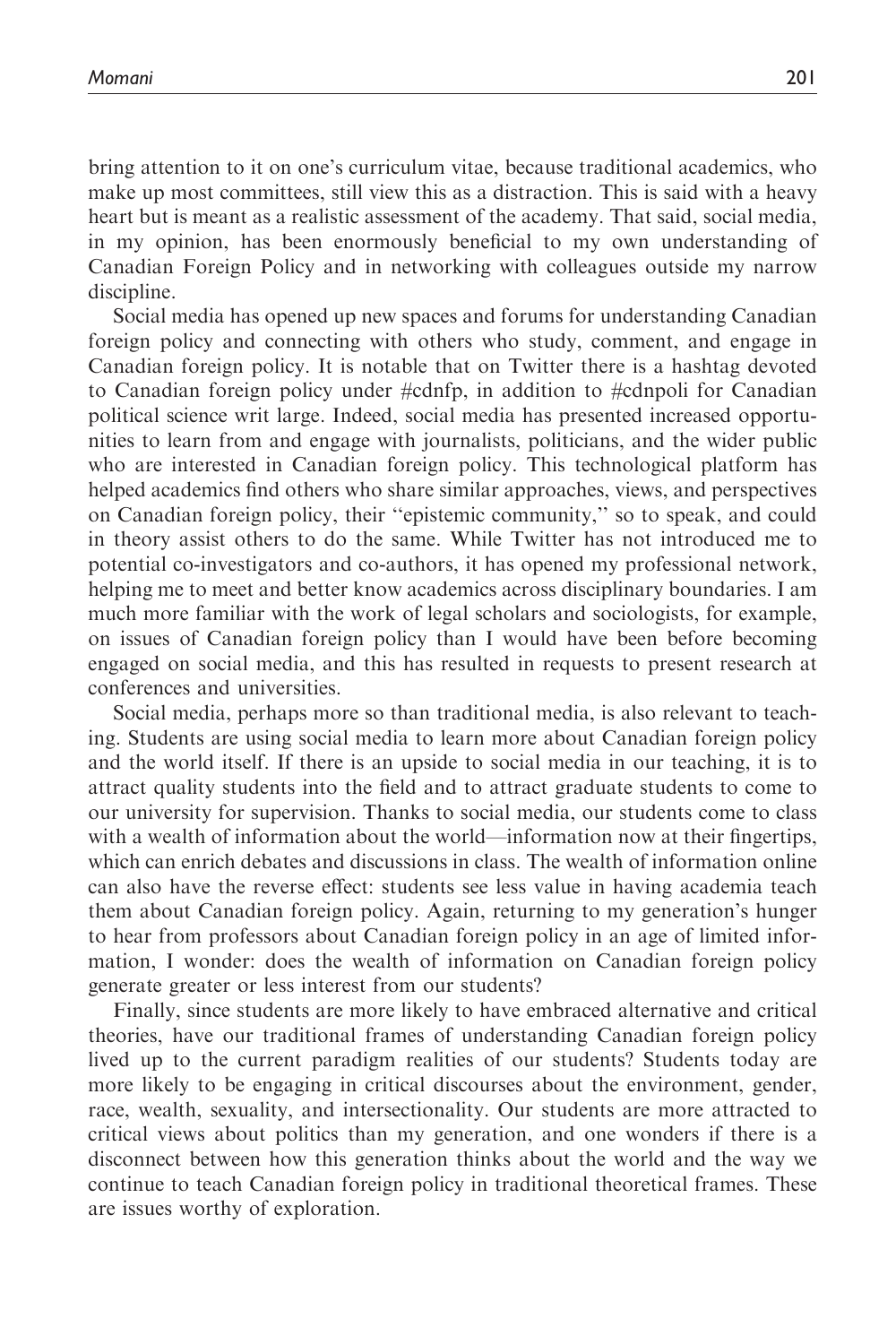bring attention to it on one's curriculum vitae, because traditional academics, who make up most committees, still view this as a distraction. This is said with a heavy heart but is meant as a realistic assessment of the academy. That said, social media, in my opinion, has been enormously beneficial to my own understanding of Canadian Foreign Policy and in networking with colleagues outside my narrow discipline.

Social media has opened up new spaces and forums for understanding Canadian foreign policy and connecting with others who study, comment, and engage in Canadian foreign policy. It is notable that on Twitter there is a hashtag devoted to Canadian foreign policy under #cdnfp, in addition to #cdnpoli for Canadian political science writ large. Indeed, social media has presented increased opportunities to learn from and engage with journalists, politicians, and the wider public who are interested in Canadian foreign policy. This technological platform has helped academics find others who share similar approaches, views, and perspectives on Canadian foreign policy, their "epistemic community," so to speak, and could in theory assist others to do the same. While Twitter has not introduced me to potential co-investigators and co-authors, it has opened my professional network, helping me to meet and better know academics across disciplinary boundaries. I am much more familiar with the work of legal scholars and sociologists, for example, on issues of Canadian foreign policy than I would have been before becoming engaged on social media, and this has resulted in requests to present research at conferences and universities.

Social media, perhaps more so than traditional media, is also relevant to teaching. Students are using social media to learn more about Canadian foreign policy and the world itself. If there is an upside to social media in our teaching, it is to attract quality students into the field and to attract graduate students to come to our university for supervision. Thanks to social media, our students come to class with a wealth of information about the world—information now at their fingertips, which can enrich debates and discussions in class. The wealth of information online can also have the reverse effect: students see less value in having academia teach them about Canadian foreign policy. Again, returning to my generation's hunger to hear from professors about Canadian foreign policy in an age of limited information, I wonder: does the wealth of information on Canadian foreign policy generate greater or less interest from our students?

Finally, since students are more likely to have embraced alternative and critical theories, have our traditional frames of understanding Canadian foreign policy lived up to the current paradigm realities of our students? Students today are more likely to be engaging in critical discourses about the environment, gender, race, wealth, sexuality, and intersectionality. Our students are more attracted to critical views about politics than my generation, and one wonders if there is a disconnect between how this generation thinks about the world and the way we continue to teach Canadian foreign policy in traditional theoretical frames. These are issues worthy of exploration.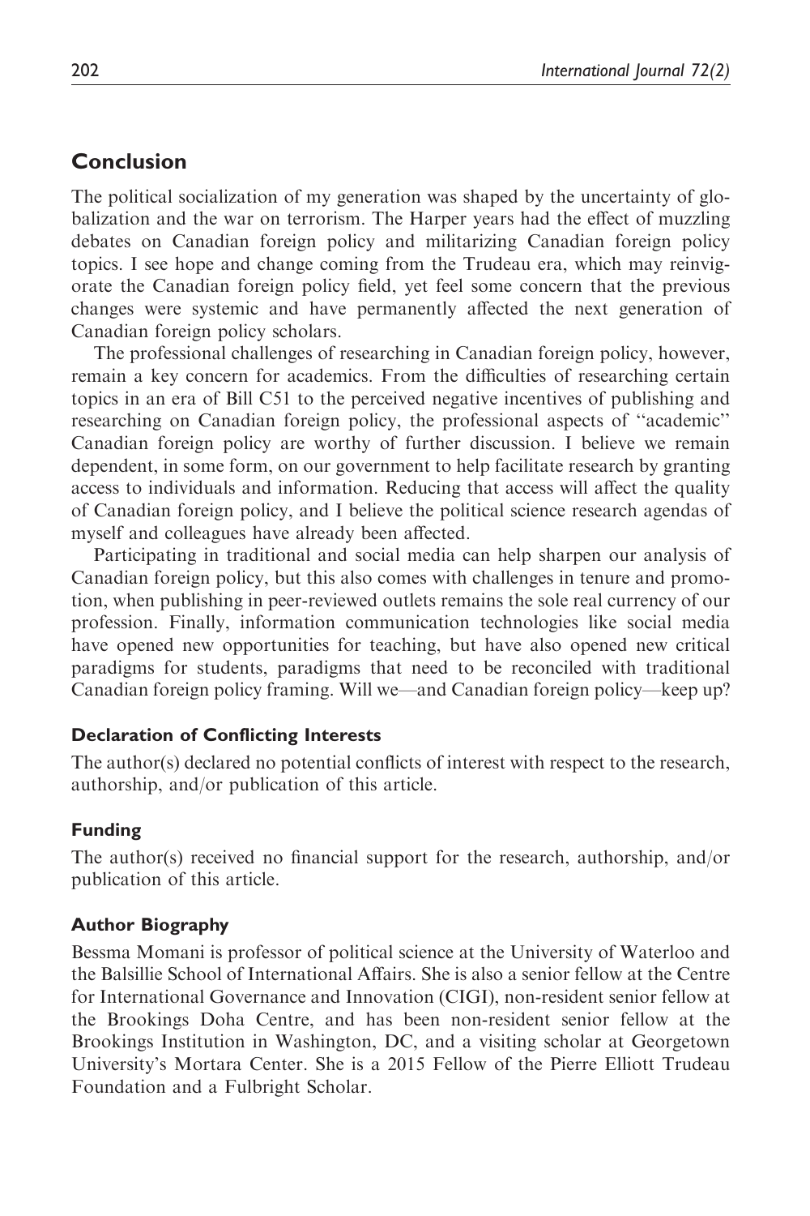## Conclusion

The political socialization of my generation was shaped by the uncertainty of globalization and the war on terrorism. The Harper years had the effect of muzzling debates on Canadian foreign policy and militarizing Canadian foreign policy topics. I see hope and change coming from the Trudeau era, which may reinvigorate the Canadian foreign policy field, yet feel some concern that the previous changes were systemic and have permanently affected the next generation of Canadian foreign policy scholars.

The professional challenges of researching in Canadian foreign policy, however, remain a key concern for academics. From the difficulties of researching certain topics in an era of Bill C51 to the perceived negative incentives of publishing and researching on Canadian foreign policy, the professional aspects of "academic" Canadian foreign policy are worthy of further discussion. I believe we remain dependent, in some form, on our government to help facilitate research by granting access to individuals and information. Reducing that access will affect the quality of Canadian foreign policy, and I believe the political science research agendas of myself and colleagues have already been affected.

Participating in traditional and social media can help sharpen our analysis of Canadian foreign policy, but this also comes with challenges in tenure and promotion, when publishing in peer-reviewed outlets remains the sole real currency of our profession. Finally, information communication technologies like social media have opened new opportunities for teaching, but have also opened new critical paradigms for students, paradigms that need to be reconciled with traditional Canadian foreign policy framing. Will we—and Canadian foreign policy—keep up?

### Declaration of Conflicting Interests

The author(s) declared no potential conflicts of interest with respect to the research, authorship, and/or publication of this article.

### Funding

The author(s) received no financial support for the research, authorship, and/or publication of this article.

### Author Biography

Bessma Momani is professor of political science at the University of Waterloo and the Balsillie School of International Affairs. She is also a senior fellow at the Centre for International Governance and Innovation (CIGI), non-resident senior fellow at the Brookings Doha Centre, and has been non-resident senior fellow at the Brookings Institution in Washington, DC, and a visiting scholar at Georgetown University's Mortara Center. She is a 2015 Fellow of the Pierre Elliott Trudeau Foundation and a Fulbright Scholar.